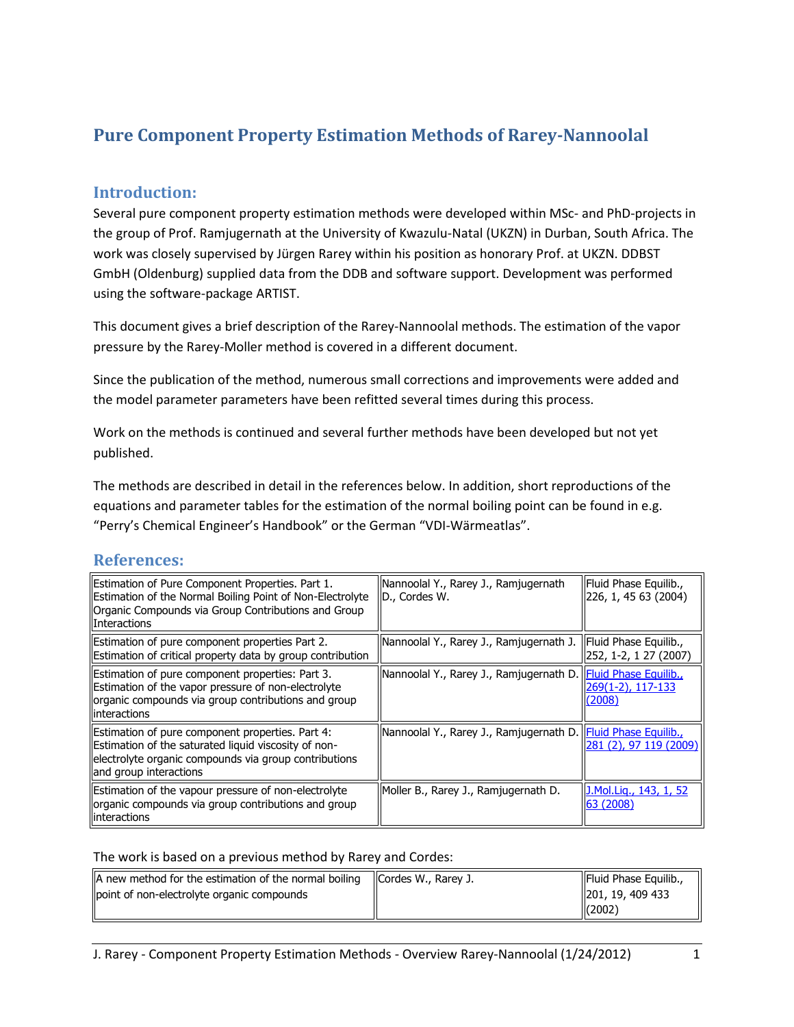# Pure Component Property Estimation Methods of Rarey-Nannoolal

## Introduction:

Several pure component property estimation methods were developed within MSc- and PhD-projects in the group of Prof. Ramjugernath at the University of Kwazulu-Natal (UKZN) in Durban, South Africa. The work was closely supervised by Jürgen Rarey within his position as honorary Prof. at UKZN. DDBST GmbH (Oldenburg) supplied data from the DDB and software support. Development was performed using the software-package ARTIST.

This document gives a brief description of the Rarey-Nannoolal methods. The estimation of the vapor pressure by the Rarey-Moller method is covered in a different document.

Since the publication of the method, numerous small corrections and improvements were added and the model parameter parameters have been refitted several times during this process.

Work on the methods is continued and several further methods have been developed but not yet published.

The methods are described in detail in the references below. In addition, short reproductions of the equations and parameter tables for the estimation of the normal boiling point can be found in e.g. "Perry's Chemical Engineer's Handbook" or the German "VDI-Wärmeatlas".

## References:

| | | |
|---|---|---|
| Estimation of Pure Component Properties. Part 1. Estimation of the Normal Boiling Point of Non-Electrolyte Organic Compounds via Group Contributions and Group Interactions | Nannoolal Y., Rarey J., Ramjugernath D., Cordes W. | Fluid Phase Equilib., 226, 1, 45 63 (2004) |
| Estimation of pure component properties Part 2. Estimation of critical property data by group contribution | Nannoolal Y., Rarey J., Ramjugernath J. | Fluid Phase Equilib., 252, 1-2, 1 27 (2007) |
| Estimation of pure component properties: Part 3. Estimation of the vapor pressure of non-electrolyte organic compounds via group contributions and group interactions | Nannoolal Y., Rarey J., Ramjugernath D. | Fluid Phase Equilib., 269(1-2), 117-133 (2008) |
| Estimation of pure component properties. Part 4: Estimation of the saturated liquid viscosity of non-electrolyte organic compounds via group contributions and group interactions | Nannoolal Y., Rarey J., Ramjugernath D. | Fluid Phase Equilib., 281 (2), 97 119 (2009) |
| Estimation of the vapour pressure of non-electrolyte organic compounds via group contributions and group interactions | Moller B., Rarey J., Ramjugernath D. | J.Mol.Liq., 143, 1, 52 63 (2008) |

The work is based on a previous method by Rarey and Cordes:

| | | |
|---|---|---|
| A new method for the estimation of the normal boiling point of non-electrolyte organic compounds | Cordes W., Rarey J. | Fluid Phase Equilib., 201, 19, 409 433 (2002) |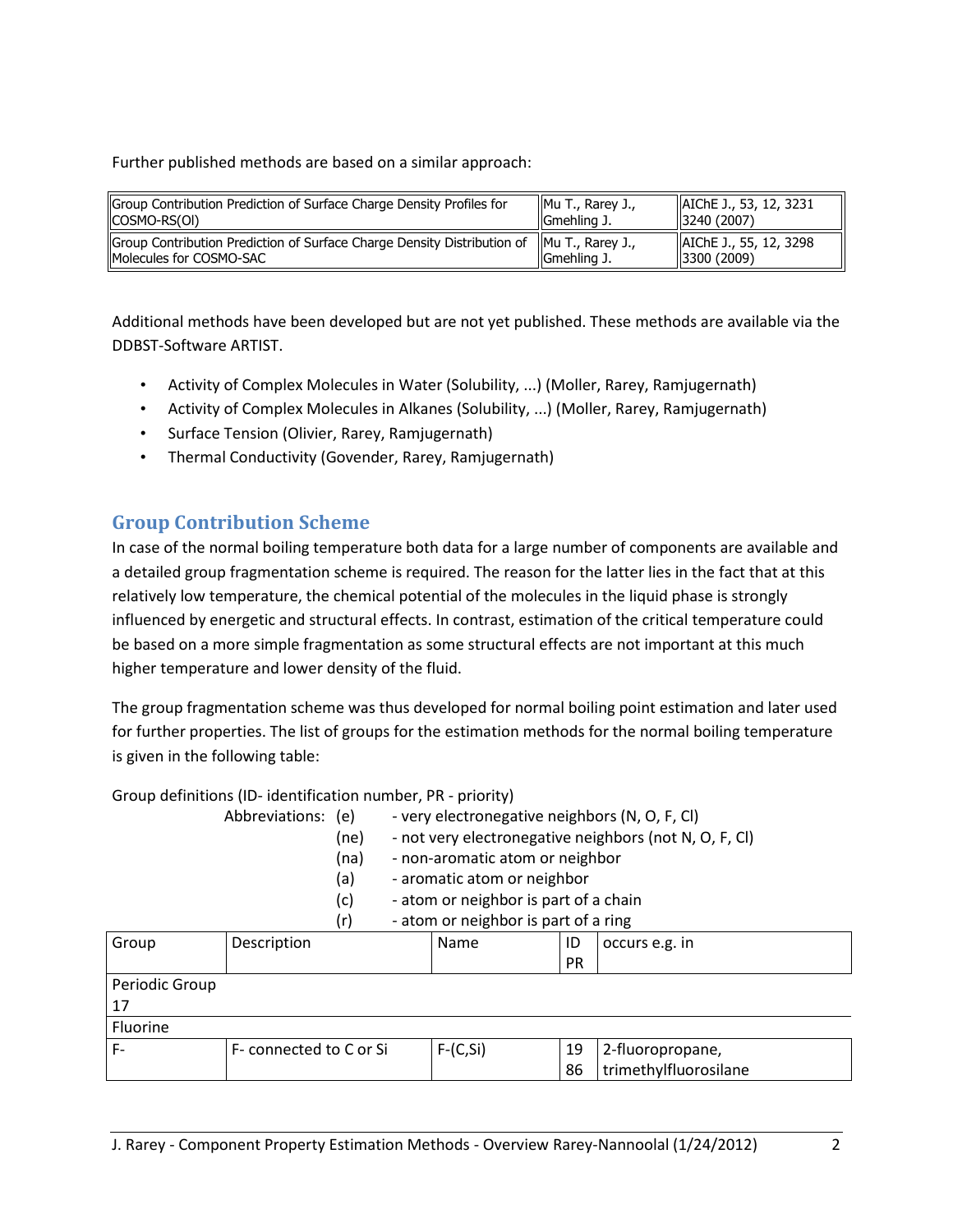Further published methods are based on a similar approach:

| | | |
|---|---|---|
| Group Contribution Prediction of Surface Charge Density Profiles for COSMO-RS(Ol) | Mu T., Rarey J., Gmehling J. | AIChE J., 53, 12, 3231 3240 (2007) |
| Group Contribution Prediction of Surface Charge Density Distribution of Molecules for COSMO-SAC | Mu T., Rarey J., Gmehling J. | AIChE J., 55, 12, 3298 3300 (2009) |

Additional methods have been developed but are not yet published. These methods are available via the DDBST-Software ARTIST.

- Activity of Complex Molecules in Water (Solubility, ...) (Moller, Rarey, Ramjugernath)
- Activity of Complex Molecules in Alkanes (Solubility, ...) (Moller, Rarey, Ramjugernath)
- Surface Tension (Olivier, Rarey, Ramjugernath)
- Thermal Conductivity (Govender, Rarey, Ramjugernath)

## Group Contribution Scheme

In case of the normal boiling temperature both data for a large number of components are available and a detailed group fragmentation scheme is required. The reason for the latter lies in the fact that at this relatively low temperature, the chemical potential of the molecules in the liquid phase is strongly influenced by energetic and structural effects. In contrast, estimation of the critical temperature could be based on a more simple fragmentation as some structural effects are not important at this much higher temperature and lower density of the fluid.

The group fragmentation scheme was thus developed for normal boiling point estimation and later used for further properties. The list of groups for the estimation methods for the normal boiling temperature is given in the following table:

Group definitions (ID- identification number, PR - priority)

Abbreviations:
- (e) - very electronegative neighbors (N, O, F, Cl)
- (ne) - not very electronegative neighbors (not N, O, F, Cl)
- (na) - non-aromatic atom or neighbor
- (a) - aromatic atom or neighbor
- (c) - atom or neighbor is part of a chain
- (r) - atom or neighbor is part of a ring

| Group | Description | Name | ID PR | occurs e.g. in |
|---|---|---|---|---|
| Periodic Group 17 | | | | |
| Fluorine | | | | |
| F- | F- connected to C or Si | F-(C,Si) | 19 86 | 2-fluoropropane, trimethylfluorosilane |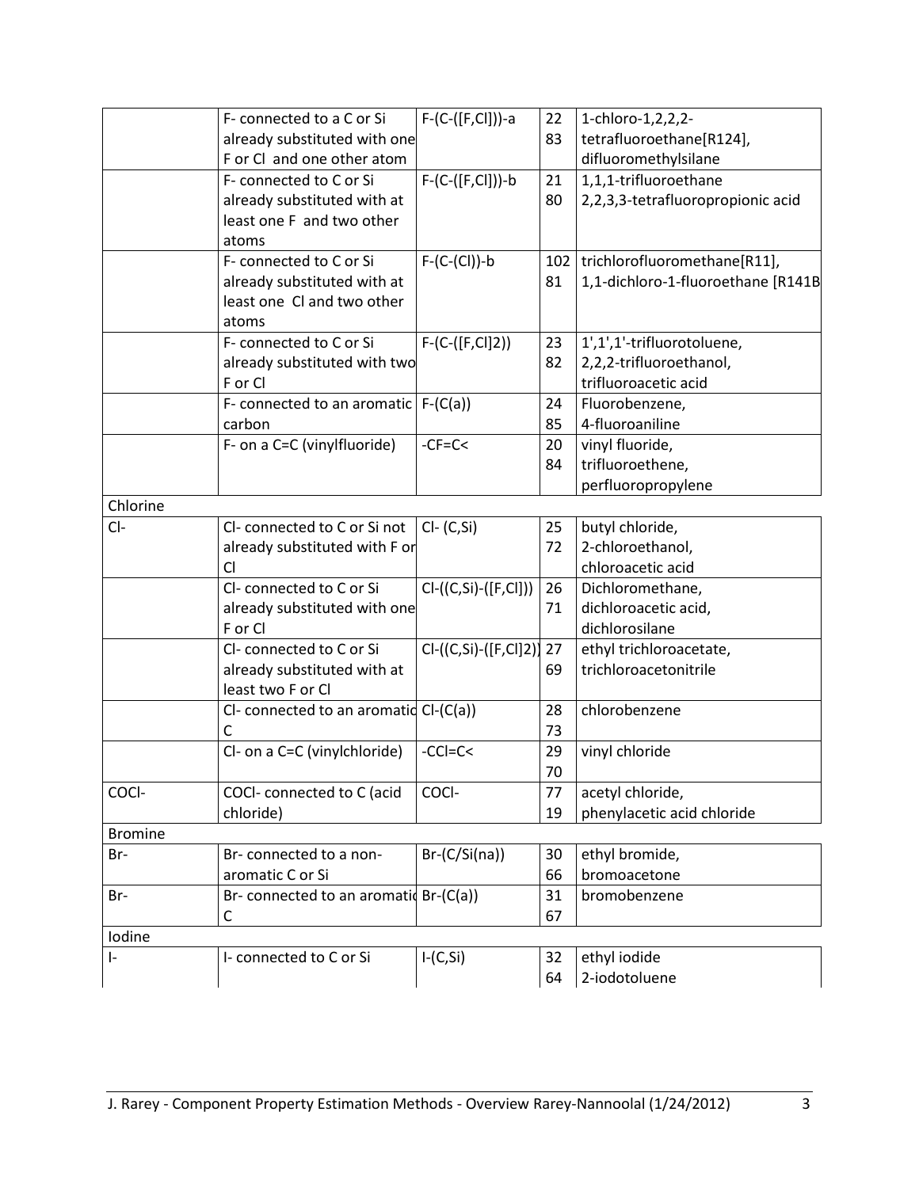| | | | | |
|---|---|---|---|---|
| | F- connected to a C or Si already substituted with one F or Cl and one other atom | F-(C-([F,Cl]))-a | 22<br>83 | 1-chloro-1,2,2,2-tetrafluoroethane[R124], difluoromethylsilane |
| | F- connected to C or Si already substituted with at least one F and two other atoms | F-(C-([F,Cl]))-b | 21<br>80 | 1,1,1-trifluoroethane<br>2,2,3,3-tetrafluoropropionic acid |
| | F- connected to C or Si already substituted with at least one Cl and two other atoms | F-(C-(Cl))-b | 102<br>81 | trichlorofluoromethane[R11],<br>1,1-dichloro-1-fluoroethane [R141B |
| | F- connected to C or Si already substituted with two F or Cl | F-(C-([F,Cl]2)) | 23<br>82 | 1',1',1'-trifluorotoluene,<br>2,2,2-trifluoroethanol,<br>trifluoroacetic acid |
| | F- connected to an aromatic carbon | F-(C(a)) | 24<br>85 | Fluorobenzene,<br>4-fluoroaniline |
| | F- on a C=C (vinylfluoride) | -CF=C< | 20<br>84 | vinyl fluoride,<br>trifluoroethene,<br>perfluoropropylene |
| Chlorine | | | | |
| Cl- | Cl- connected to C or Si not already substituted with F or Cl | Cl- (C,Si) | 25<br>72 | butyl chloride,<br>2-chloroethanol,<br>chloroacetic acid |
| | Cl- connected to C or Si already substituted with one F or Cl | Cl-((C,Si)-([F,Cl])) | 26<br>71 | Dichloromethane,<br>dichloroacetic acid,<br>dichlorosilane |
| | Cl- connected to C or Si already substituted with at least two F or Cl | Cl-((C,Si)-([F,Cl]2)) | 27<br>69 | ethyl trichloroacetate,<br>trichloroacetonitrile |
| | Cl- connected to an aromatic C | Cl-(C(a)) | 28<br>73 | chlorobenzene |
| | Cl- on a C=C (vinylchloride) | -CCl=C< | 29<br>70 | vinyl chloride |
| COCl- | COCl- connected to C (acid chloride) | COCl- | 77<br>19 | acetyl chloride,<br>phenylacetic acid chloride |
| Bromine | | | | |
| Br- | Br- connected to a non-aromatic C or Si | Br-(C/Si(na)) | 30<br>66 | ethyl bromide,<br>bromoacetone |
| Br- | Br- connected to an aromatic C | Br-(C(a)) | 31<br>67 | bromobenzene |
| Iodine | | | | |
| I- | I- connected to C or Si | I-(C,Si) | 32<br>64 | ethyl iodide<br>2-iodotoluene |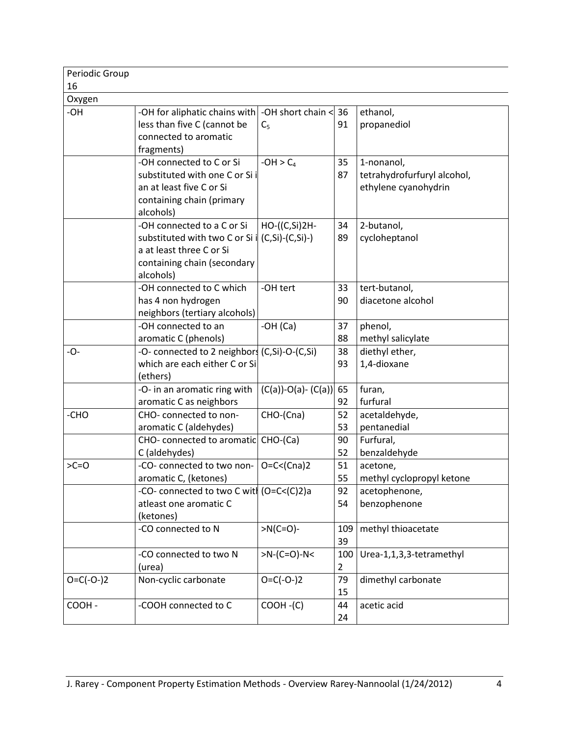| Periodic Group 16 | | | | |
|---|---|---|---|---|
| Oxygen | | | | |
| -OH | -OH for aliphatic chains with less than five C (cannot be connected to aromatic fragments) | -OH short chain < $C_5$ | 36<br>91 | ethanol,<br>propanediol |
| | -OH connected to C or Si substituted with one C or Si i an at least five C or Si containing chain (primary alcohols) | -OH > $C_4$ | 35<br>87 | 1-nonanol,<br>tetrahydrofurfuryl alcohol,<br>ethylene cyanohydrin |
| | -OH connected to a C or Si substituted with two C or Si i a at least three C or Si containing chain (secondary alcohols) | HO-((C,Si)2H-(C,Si)-(C,Si)-) | 34<br>89 | 2-butanol,<br>cycloheptanol |
| | -OH connected to C which has 4 non hydrogen neighbors (tertiary alcohols) | -OH tert | 33<br>90 | tert-butanol,<br>diacetone alcohol |
| | -OH connected to an aromatic C (phenols) | -OH (Ca) | 37<br>88 | phenol,<br>methyl salicylate |
| -O- | -O- connected to 2 neighbors which are each either C or Si (ethers) | (C,Si)-O-(C,Si) | 38<br>93 | diethyl ether,<br>1,4-dioxane |
| | -O- in an aromatic ring with aromatic C as neighbors | (C(a))-O(a)- (C(a)) | 65<br>92 | furan,<br>furfural |
| -CHO | CHO- connected to non-aromatic C (aldehydes) | CHO-(Cna) | 52<br>53 | acetaldehyde,<br>pentanedial |
| | CHO- connected to aromatic C (aldehydes) | CHO-(Ca) | 90<br>52 | Furfural,<br>benzaldehyde |
| >C=O | -CO- connected to two non-aromatic C, (ketones) | O=C<(Cna)2 | 51<br>55 | acetone,<br>methyl cyclopropyl ketone |
| | -CO- connected to two C with atleast one aromatic C (ketones) | (O=C<(C)2)a | 92<br>54 | acetophenone,<br>benzophenone |
| | -CO connected to N | >N(C=O)- | 109<br>39 | methyl thioacetate |
| | -CO connected to two N (urea) | >N-(C=O)-N< | 100<br>2 | Urea-1,1,3,3-tetramethyl |
| O=C(-O-)2 | Non-cyclic carbonate | O=C(-O-)2 | 79<br>15 | dimethyl carbonate |
| COOH - | -COOH connected to C | COOH -(C) | 44<br>24 | acetic acid |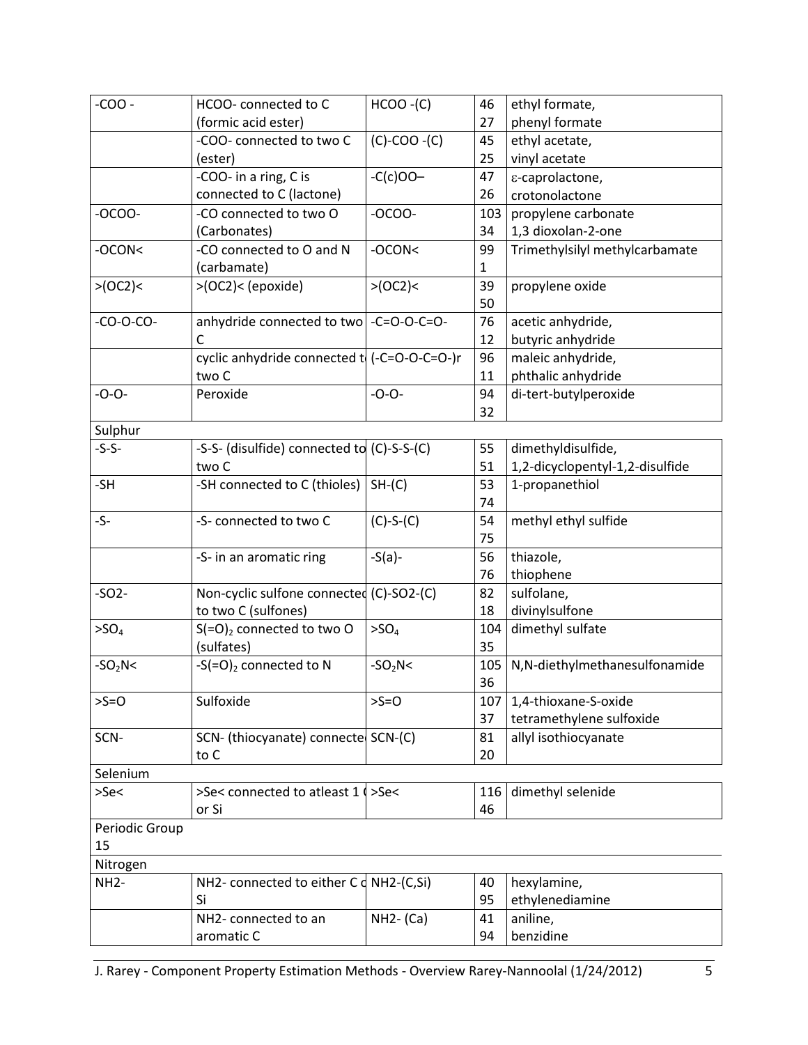| | | | | |
|---|---|---|---|---|
| -COO - | HCOO- connected to C (formic acid ester) | HCOO -(C) | 46<br>27 | ethyl formate,<br>phenyl formate |
| | -COO- connected to two C (ester) | (C)-COO -(C) | 45<br>25 | ethyl acetate,<br>vinyl acetate |
| | -COO- in a ring, C is connected to C (lactone) | -C(c)OO– | 47<br>26 | ε-caprolactone,<br>crotonolactone |
| -OCOO- | -CO connected to two O (Carbonates) | -OCOO- | 103<br>34 | propylene carbonate<br>1,3 dioxolan-2-one |
| -OCON< | -CO connected to O and N (carbamate) | -OCON< | 99<br>1 | Trimethylsilyl methylcarbamate |
| >(OC2)< | >(OC2)< (epoxide) | >(OC2)< | 39<br>50 | propylene oxide |
| -CO-O-CO- | anhydride connected to two C | -C=O-O-C=O- | 76<br>12 | acetic anhydride,<br>butyric anhydride |
| | cyclic anhydride connected to two C | (-C=O-O-C=O-)r | 96<br>11 | maleic anhydride,<br>phthalic anhydride |
| -O-O- | Peroxide | -O-O- | 94<br>32 | di-tert-butylperoxide |
| Sulphur | | | | |
| -S-S- | -S-S- (disulfide) connected to two C | (C)-S-S-(C) | 55<br>51 | dimethyldisulfide,<br>1,2-dicyclopentyl-1,2-disulfide |
| -SH | -SH connected to C (thioles) | SH-(C) | 53<br>74 | 1-propanethiol |
| -S- | -S- connected to two C | (C)-S-(C) | 54<br>75 | methyl ethyl sulfide |
| | -S- in an aromatic ring | -S(a)- | 56<br>76 | thiazole,<br>thiophene |
| -SO2- | Non-cyclic sulfone connected to two C (sulfones) | (C)-SO2-(C) | 82<br>18 | sulfolane,<br>divinylsulfone |
| $>SO_4$ | $S(=O)_2$ connected to two O (sulfates) | $>SO_4$ | 104<br>35 | dimethyl sulfate |
| $-SO_2N<$ | $-S(=O)_2$ connected to N | $-SO_2N<$ | 105<br>36 | N,N-diethylmethanesulfonamide |
| >S=O | Sulfoxide | >S=O | 107<br>37 | 1,4-thioxane-S-oxide<br>tetramethylene sulfoxide |
| SCN- | SCN- (thiocyanate) connected to C | SCN-(C) | 81<br>20 | allyl isothiocyanate |
| Selenium | | | | |
| >Se< | >Se< connected to atleast 1 C or Si | >Se< | 116<br>46 | dimethyl selenide |
| Periodic Group 15 | | | | |
| Nitrogen | | | | |
| NH2- | NH2- connected to either C or Si | NH2-(C,Si) | 40<br>95 | hexylamine,<br>ethylenediamine |
| | NH2- connected to an aromatic C | NH2- (Ca) | 41<br>94 | aniline,<br>benzidine |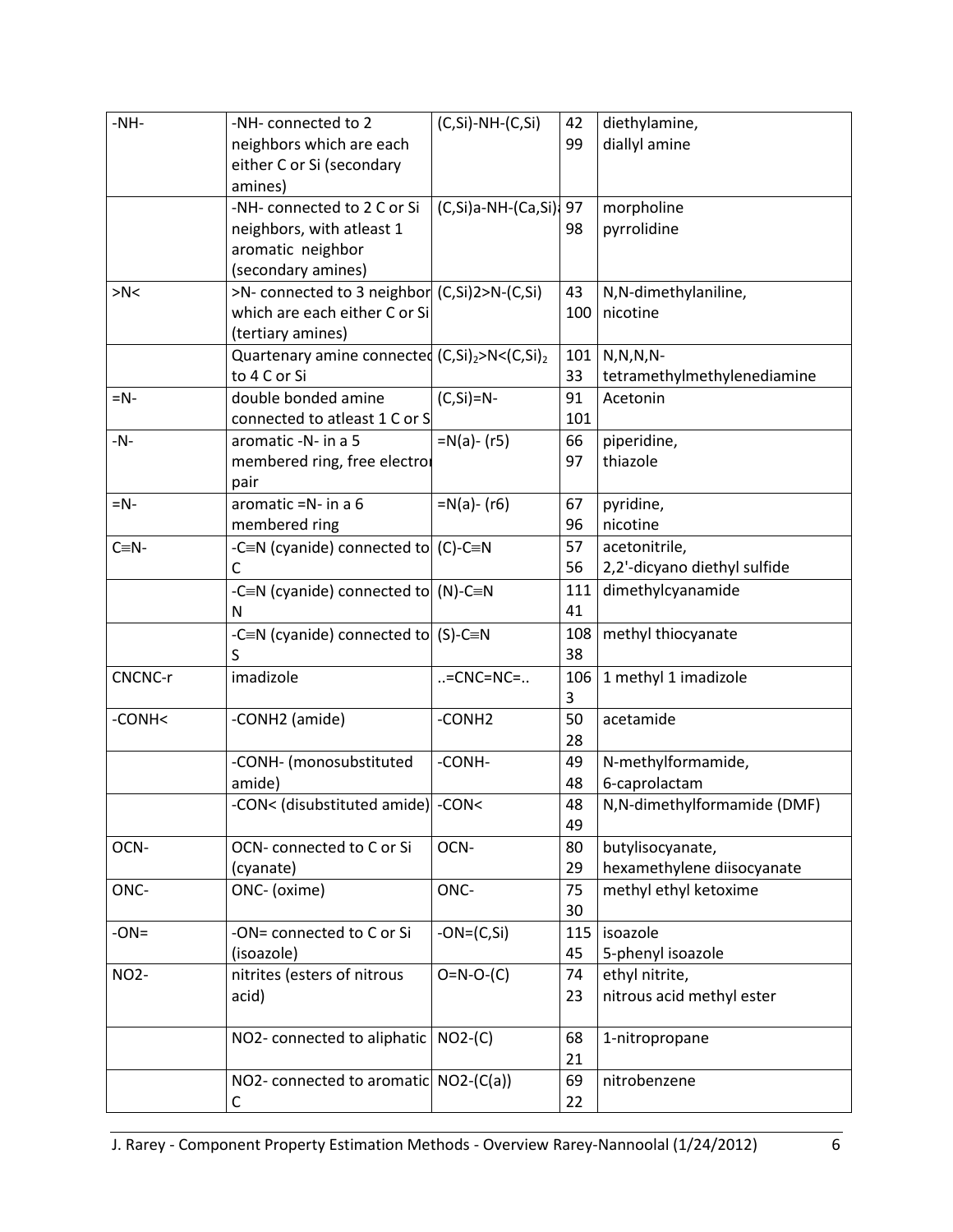| | | | | |
|---|---|---|---|---|
| -NH- | -NH- connected to 2 neighbors which are each either C or Si (secondary amines) | (C,Si)-NH-(C,Si) | 42<br>99 | diethylamine,<br>diallyl amine |
| | -NH- connected to 2 C or Si neighbors, with atleast 1 aromatic neighbor (secondary amines) | (C,Si)a-NH-(Ca,Si)a | 97<br>98 | morpholine<br>pyrrolidine |
| >N< | >N- connected to 3 neighbor which are each either C or Si (tertiary amines) | (C,Si)2>N-(C,Si) | 43<br>100 | N,N-dimethylaniline,<br>nicotine |
| | Quartenary amine connected to 4 C or Si | $(C,Si)_2$>N<$(C,Si)_2$ | 101<br>33 | N,N,N,N-tetramethylmethylenediamine |
| =N- | double bonded amine connected to atleast 1 C or Si | (C,Si)=N- | 91<br>101 | Acetonin |
| -N- | aromatic -N- in a 5 membered ring, free electron pair | =N(a)- (r5) | 66<br>97 | piperidine,<br>thiazole |
| =N- | aromatic =N- in a 6 membered ring | =N(a)- (r6) | 67<br>96 | pyridine,<br>nicotine |
| C≡N- | -C≡N (cyanide) connected to C | (C)-C≡N | 57<br>56 | acetonitrile,<br>2,2'-dicyano diethyl sulfide |
| | -C≡N (cyanide) connected to N | (N)-C≡N | 111<br>41 | dimethylcyanamide |
| | -C≡N (cyanide) connected to S | (S)-C≡N | 108<br>38 | methyl thiocyanate |
| CNCNC-r | imadizole | ..=CNC=NC=.. | 106<br>3 | 1 methyl 1 imadizole |
| -CONH< | -CONH2 (amide) | -CONH2 | 50<br>28 | acetamide |
| | -CONH- (monosubstituted amide) | -CONH- | 49<br>48 | N-methylformamide,<br>6-caprolactam |
| | -CON< (disubstituted amide) | -CON< | 48<br>49 | N,N-dimethylformamide (DMF) |
| OCN- | OCN- connected to C or Si (cyanate) | OCN- | 80<br>29 | butylisocyanate,<br>hexamethylene diisocyanate |
| ONC- | ONC- (oxime) | ONC- | 75<br>30 | methyl ethyl ketoxime |
| -ON= | -ON= connected to C or Si (isoazole) | -ON=(C,Si) | 115<br>45 | isoazole<br>5-phenyl isoazole |
| NO2- | nitrites (esters of nitrous acid) | O=N-O-(C) | 74<br>23 | ethyl nitrite,<br>nitrous acid methyl ester |
| | NO2- connected to aliphatic | NO2-(C) | 68<br>21 | 1-nitropropane |
| | NO2- connected to aromatic C | NO2-(C(a)) | 69<br>22 | nitrobenzene |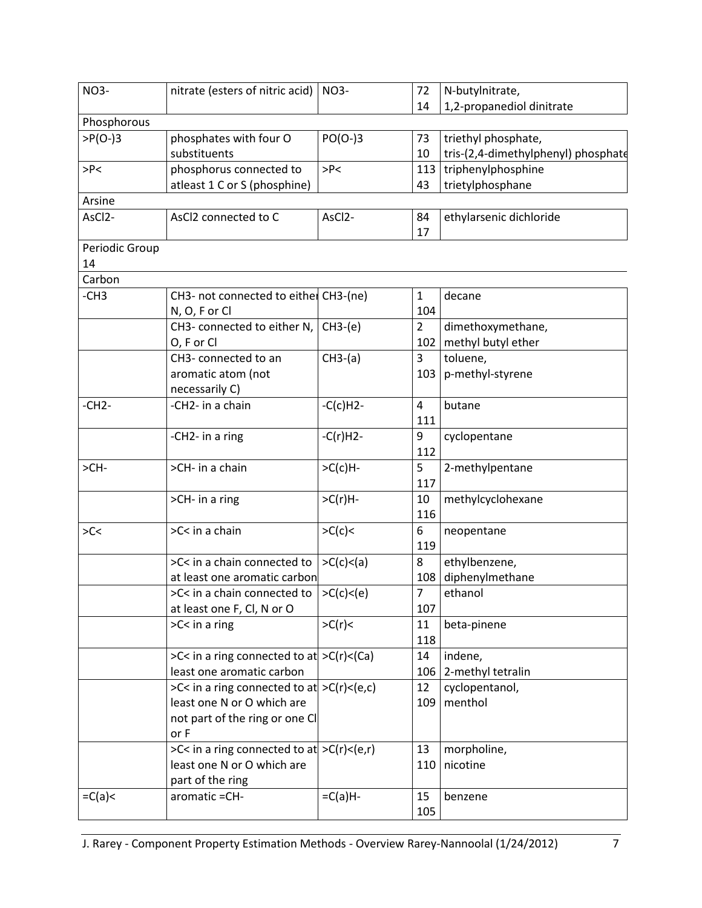| | | | | |
|---|---|---|---|---|
| NO3- | nitrate (esters of nitric acid) | NO3- | 72<br>14 | N-butylnitrate,<br>1,2-propanediol dinitrate |
| Phosphorous | | | | |
| >P(O-)3 | phosphates with four O substituents | PO(O-)3 | 73<br>10 | triethyl phosphate,<br>tris-(2,4-dimethylphenyl) phosphate |
| >P< | phosphorus connected to atleast 1 C or S (phosphine) | >P< | 113<br>43 | triphenylphosphine<br>trietylphosphane |
| Arsine | | | | |
| AsCl2- | AsCl2 connected to C | AsCl2- | 84<br>17 | ethylarsenic dichloride |
| Periodic Group 14 | | | | |
| Carbon | | | | |
| -CH3 | CH3- not connected to either N, O, F or Cl | CH3-(ne) | 1<br>104 | decane |
| | CH3- connected to either N, O, F or Cl | CH3-(e) | 2<br>102 | dimethoxymethane,<br>methyl butyl ether |
| | CH3- connected to an aromatic atom (not necessarily C) | CH3-(a) | 3<br>103 | toluene,<br>p-methyl-styrene |
| -CH2- | -CH2- in a chain | -C(c)H2- | 4<br>111 | butane |
| | -CH2- in a ring | -C(r)H2- | 9<br>112 | cyclopentane |
| >CH- | >CH- in a chain | >C(c)H- | 5<br>117 | 2-methylpentane |
| | >CH- in a ring | >C(r)H- | 10<br>116 | methylcyclohexane |
| >C< | >C< in a chain | >C(c)< | 6<br>119 | neopentane |
| | >C< in a chain connected to at least one aromatic carbon | >C(c)<(a) | 8<br>108 | ethylbenzene,<br>diphenylmethane |
| | >C< in a chain connected to at least one F, Cl, N or O | >C(c)<(e) | 7<br>107 | ethanol |
| | >C< in a ring | >C(r)< | 11<br>118 | beta-pinene |
| | >C< in a ring connected to at least one aromatic carbon | >C(r)<(Ca) | 14<br>106 | indene,<br>2-methyl tetralin |
| | >C< in a ring connected to at least one N or O which are not part of the ring or one Cl or F | >C(r)<(e,c) | 12<br>109 | cyclopentanol,<br>menthol |
| | >C< in a ring connected to at least one N or O which are part of the ring | >C(r)<(e,r) | 13<br>110 | morpholine,<br>nicotine |
| =C(a)< | aromatic =CH- | =C(a)H- | 15<br>105 | benzene |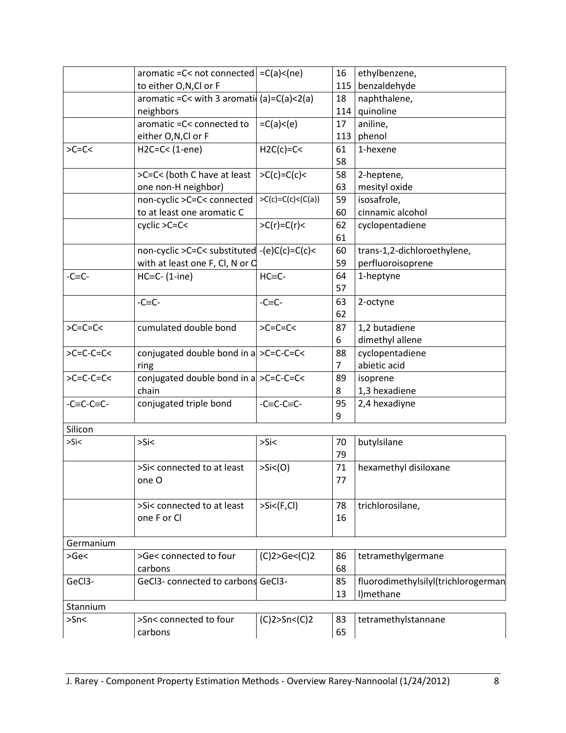| | aromatic =C< not connected to either O,N,Cl or F | =C(a)<(ne) | 16<br>115 | ethylbenzene,<br>benzaldehyde |
|---|---|---|---|---|
| | aromatic =C< with 3 aromatic neighbors | (a)=C(a)<2(a) | 18<br>114 | naphthalene,<br>quinoline |
| | aromatic =C< connected to either O,N,Cl or F | =C(a)<(e) | 17<br>113 | aniline,<br>phenol |
| >C=C< | H2C=C< (1-ene) | H2C(c)=C< | 61<br>58 | 1-hexene |
| | >C=C< (both C have at least one non-H neighbor) | >C(c)=C(c)< | 58<br>63 | 2-heptene,<br>mesityl oxide |
| | non-cyclic >C=C< connected to at least one aromatic C | >C(c)=C(c)<(C(a)) | 59<br>60 | isosafrole,<br>cinnamic alcohol |
| | cyclic >C=C< | >C(r)=C(r)< | 62<br>61 | cyclopentadiene |
| | non-cyclic >C=C< substituted with at least one F, Cl, N or O | -(e)C(c)=C(c)< | 60<br>59 | trans-1,2-dichloroethylene,<br>perfluoroisoprene |
| -C≡C- | HC≡C- (1-ine) | HC≡C- | 64<br>57 | 1-heptyne |
| | -C≡C- | -C≡C- | 63<br>62 | 2-octyne |
| >C=C=C< | cumulated double bond | >C=C=C< | 87<br>6 | 1,2 butadiene<br>dimethyl allene |
| >C=C-C=C< | conjugated double bond in a ring | >C=C-C=C< | 88<br>7 | cyclopentadiene<br>abietic acid |
| >C=C-C=C< | conjugated double bond in a chain | >C=C-C=C< | 89<br>8 | isoprene<br>1,3 hexadiene |
| -C≡C-C≡C- | conjugated triple bond | -C≡C-C≡C- | 95<br>9 | 2,4 hexadiyne |
| Silicon | | | | |
| >Si< | >Si< | >Si< | 70<br>79 | butylsilane |
| | >Si< connected to at least one O | >Si<(O) | 71<br>77 | hexamethyl disiloxane |
| | >Si< connected to at least one F or Cl | >Si<(F,Cl) | 78<br>16 | trichlorosilane, |
| Germanium | | | | |
| >Ge< | >Ge< connected to four carbons | (C)2>Ge<(C)2 | 86<br>68 | tetramethylgermane |
| GeCl3- | GeCl3- connected to carbons | GeCl3- | 85<br>13 | fluorodimethylsilyl(trichlorogermanyl)methane |
| Stannium | | | | |
| >Sn< | >Sn< connected to four carbons | (C)2>Sn<(C)2 | 83<br>65 | tetramethylstannane |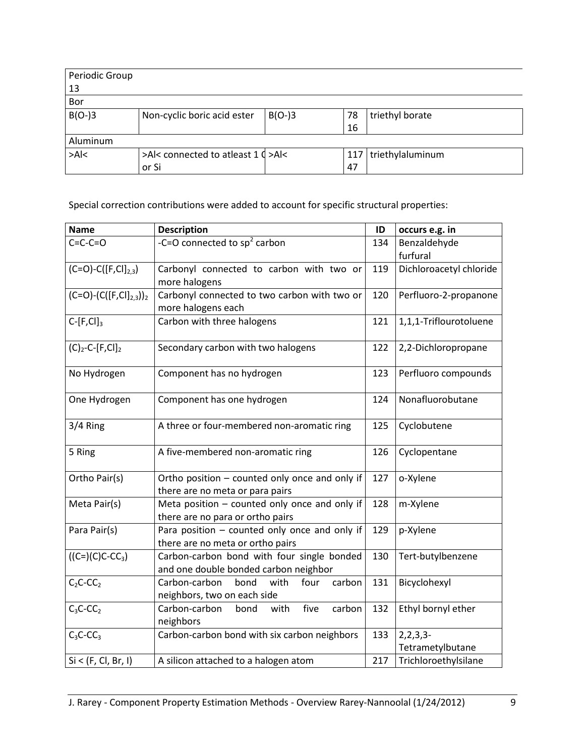| Periodic Group 13 | | | | |
|---|---|---|---|---|
| Bor | | | | |
| B(O-)3 | Non-cyclic boric acid ester | B(O-)3 | 78<br>16 | triethyl borate |
| Aluminum | | | | |
| >Al< | >Al< connected to atleast 1 C or Si | >Al< | 117<br>47 | triethylaluminum |

Special correction contributions were added to account for specific structural properties:

| Name | Description | ID | occurs e.g. in |
|---|---|---|---|
| C=C-C=O | -C=O connected to $sp^2$ carbon | 134 | Benzaldehyde furfural |
| $(C=O)-C([F,Cl]_{2,3})$ | Carbonyl connected to carbon with two or more halogens | 119 | Dichloroacetyl chloride |
| $(C=O)-(C([F,Cl]_{2,3}))_2$ | Carbonyl connected to two carbon with two or more halogens each | 120 | Perfluoro-2-propanone |
| $C-[F,Cl]_3$ | Carbon with three halogens | 121 | 1,1,1-Triflourotoluene |
| $(C)_2-C-[F,Cl]_2$ | Secondary carbon with two halogens | 122 | 2,2-Dichloropropane |
| No Hydrogen | Component has no hydrogen | 123 | Perfluoro compounds |
| One Hydrogen | Component has one hydrogen | 124 | Nonafluorobutane |
| 3/4 Ring | A three or four-membered non-aromatic ring | 125 | Cyclobutene |
| 5 Ring | A five-membered non-aromatic ring | 126 | Cyclopentane |
| Ortho Pair(s) | Ortho position – counted only once and only if there are no meta or para pairs | 127 | o-Xylene |
| Meta Pair(s) | Meta position – counted only once and only if there are no para or ortho pairs | 128 | m-Xylene |
| Para Pair(s) | Para position – counted only once and only if there are no meta or ortho pairs | 129 | p-Xylene |
| $((C=)(C)C-CC_3)$ | Carbon-carbon bond with four single bonded and one double bonded carbon neighbor | 130 | Tert-butylbenzene |
| $C_2C-CC_2$ | Carbon-carbon bond with four carbon neighbors, two on each side | 131 | Bicyclohexyl |
| $C_3C-CC_2$ | Carbon-carbon bond with five carbon neighbors | 132 | Ethyl bornyl ether |
| $C_3C-CC_3$ | Carbon-carbon bond with six carbon neighbors | 133 | 2,2,3,3-Tetrametylbutane |
| Si < (F, Cl, Br, I) | A silicon attached to a halogen atom | 217 | Trichloroethylsilane |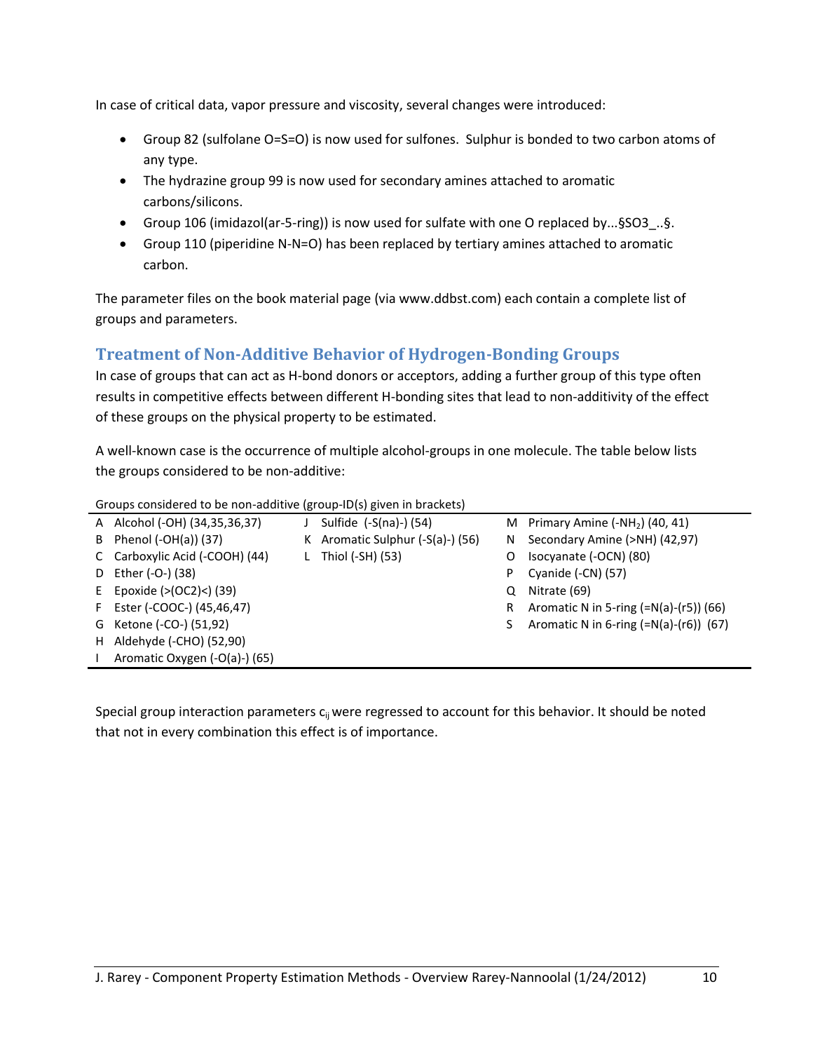In case of critical data, vapor pressure and viscosity, several changes were introduced:

- Group 82 (sulfolane O=S=O) is now used for sulfones. Sulphur is bonded to two carbon atoms of any type.
- The hydrazine group 99 is now used for secondary amines attached to aromatic carbons/silicons.
- Group 106 (imidazol(ar-5-ring)) is now used for sulfate with one O replaced by...§SO3_..§.
- Group 110 (piperidine N-N=O) has been replaced by tertiary amines attached to aromatic carbon.

The parameter files on the book material page (via www.ddbst.com) each contain a complete list of groups and parameters.

## Treatment of Non-Additive Behavior of Hydrogen-Bonding Groups

In case of groups that can act as H-bond donors or acceptors, adding a further group of this type often results in competitive effects between different H-bonding sites that lead to non-additivity of the effect of these groups on the physical property to be estimated.

A well-known case is the occurrence of multiple alcohol-groups in one molecule. The table below lists the groups considered to be non-additive:

Groups considered to be non-additive (group-ID(s) given in brackets)

| | | | | | |
|---|---|---|---|---|---|
| A | Alcohol (-OH) (34,35,36,37) | J | Sulfide (-S(na)-) (54) | M | Primary Amine (-$NH_2$) (40, 41) |
| B | Phenol (-OH(a)) (37) | K | Aromatic Sulphur (-S(a)-) (56) | N | Secondary Amine (>NH) (42,97) |
| C | Carboxylic Acid (-COOH) (44) | L | Thiol (-SH) (53) | O | Isocyanate (-OCN) (80) |
| D | Ether (-O-) (38) | | | P | Cyanide (-CN) (57) |
| E | Epoxide (>(OC2)<) (39) | | | Q | Nitrate (69) |
| F | Ester (-COOC-) (45,46,47) | | | R | Aromatic N in 5-ring (=N(a)-(r5)) (66) |
| G | Ketone (-CO-) (51,92) | | | S | Aromatic N in 6-ring (=N(a)-(r6)) (67) |
| H | Aldehyde (-CHO) (52,90) | | | | |
| I | Aromatic Oxygen (-O(a)-) (65) | | | | |

Special group interaction parameters $c_{ij}$ were regressed to account for this behavior. It should be noted that not in every combination this effect is of importance.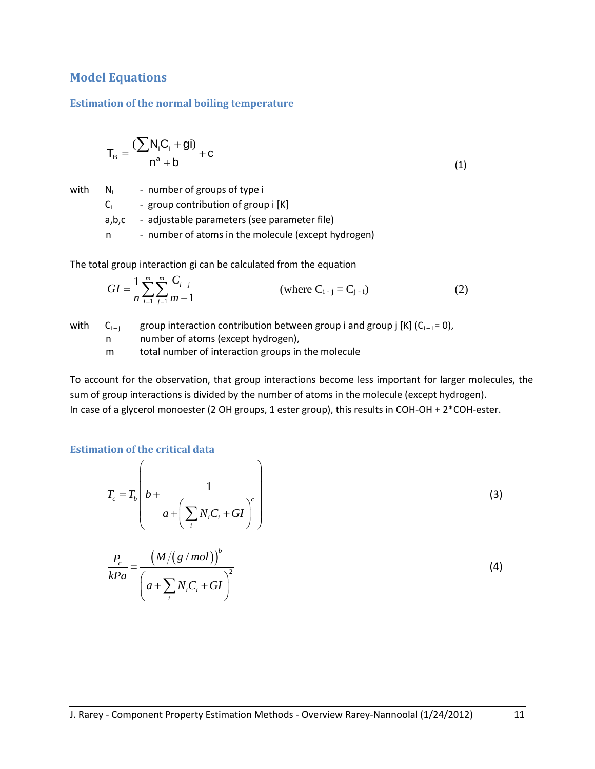## Model Equations

### Estimation of the normal boiling temperature

$$T_B = \frac{(\sum N_i C_i + gi)}{n^a + b} + c \tag{1}$$

with
- $N_i$ - number of groups of type i
- $C_i$ - group contribution of group i [K]
- a,b,c - adjustable parameters (see parameter file)
- n - number of atoms in the molecule (except hydrogen)

The total group interaction gi can be calculated from the equation

$$GI = \frac{1}{n}\sum_{i=1}^{m}\sum_{j=1}^{m}\frac{C_{i-j}}{m-1} \qquad \text{(where } C_{i-j} = C_{j-i}\text{)} \tag{2}$$

with
- $C_{i-j}$ group interaction contribution between group i and group j [K] ($C_{i-i} = 0$),
- n number of atoms (except hydrogen),
- m total number of interaction groups in the molecule

To account for the observation, that group interactions become less important for larger molecules, the sum of group interactions is divided by the number of atoms in the molecule (except hydrogen).
In case of a glycerol monoester (2 OH groups, 1 ester group), this results in COH-OH + 2*COH-ester.

### Estimation of the critical data

$$T_c = T_b\left(b + \frac{1}{a + \left(\sum_i N_i C_i + GI\right)^c}\right) \tag{3}$$

$$\frac{P_c}{kPa} = \frac{\left(M/(g/mol)\right)^b}{\left(a + \sum_i N_i C_i + GI\right)^2} \tag{4}$$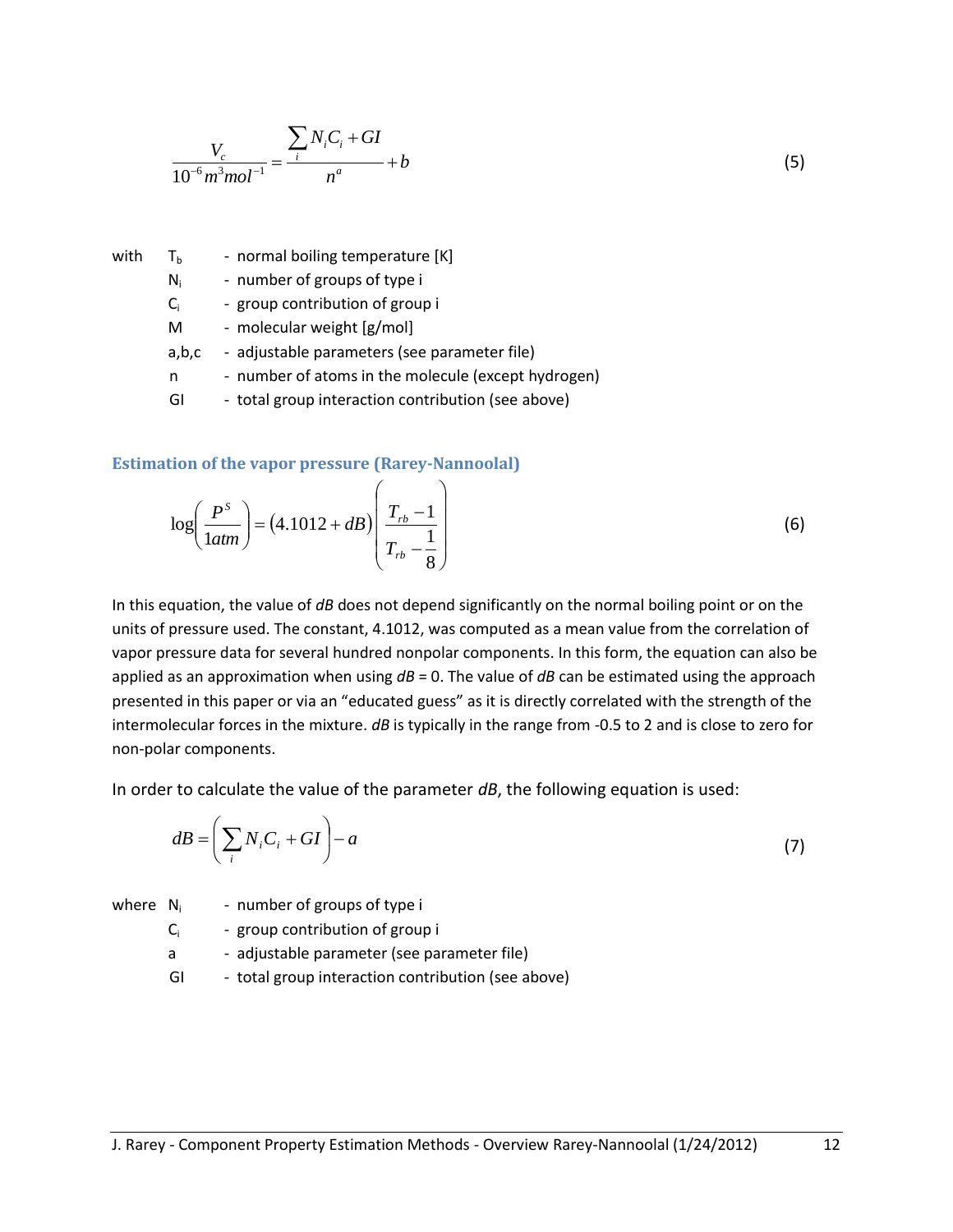$$\frac{V_c}{10^{-6}\, m^3 mol^{-1}} = \frac{\sum_i N_i C_i + GI}{n^a} + b \tag{5}$$

with
- $T_b$ - normal boiling temperature [K]
- $N_i$ - number of groups of type i
- $C_i$ - group contribution of group i
- M - molecular weight [g/mol]
- a,b,c - adjustable parameters (see parameter file)
- n - number of atoms in the molecule (except hydrogen)
- GI - total group interaction contribution (see above)

### Estimation of the vapor pressure (Rarey-Nannoolal)

$$\log\left(\frac{P^S}{1atm}\right) = \left(4.1012 + dB\right)\left(\frac{T_{rb} - 1}{T_{rb} - \frac{1}{8}}\right) \tag{6}$$

In this equation, the value of *dB* does not depend significantly on the normal boiling point or on the units of pressure used. The constant, 4.1012, was computed as a mean value from the correlation of vapor pressure data for several hundred nonpolar components. In this form, the equation can also be applied as an approximation when using *dB* = 0. The value of *dB* can be estimated using the approach presented in this paper or via an "educated guess" as it is directly correlated with the strength of the intermolecular forces in the mixture. *dB* is typically in the range from -0.5 to 2 and is close to zero for non-polar components.

In order to calculate the value of the parameter *dB*, the following equation is used:

$$dB = \left(\sum_i N_i C_i + GI\right) - a \tag{7}$$

where
- $N_i$ - number of groups of type i
- $C_i$ - group contribution of group i
- a - adjustable parameter (see parameter file)
- GI - total group interaction contribution (see above)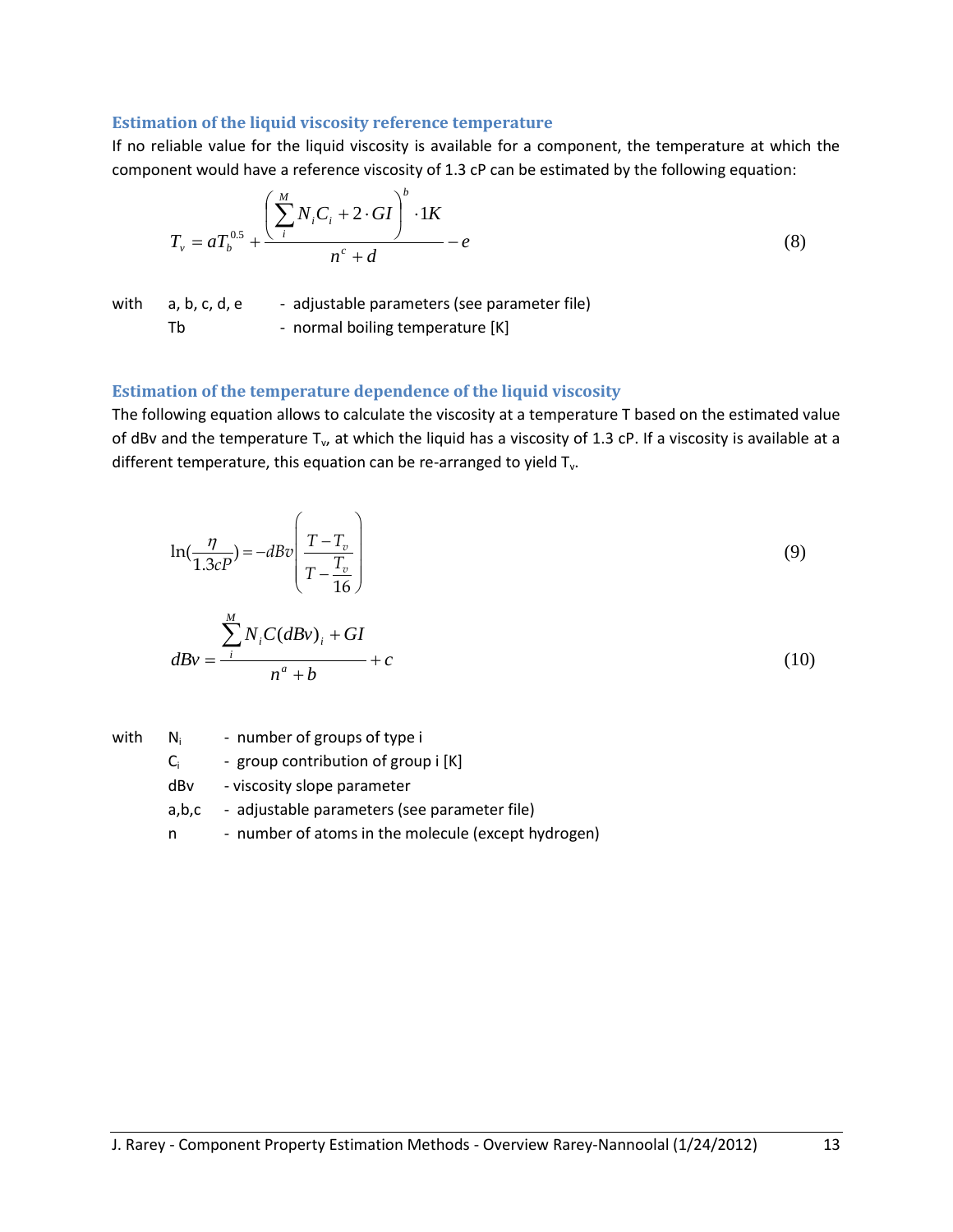### Estimation of the liquid viscosity reference temperature

If no reliable value for the liquid viscosity is available for a component, the temperature at which the component would have a reference viscosity of 1.3 cP can be estimated by the following equation:

$$T_v = aT_b^{0.5} + \frac{\left(\sum_i^M N_i C_i + 2 \cdot GI\right)^b \cdot 1K}{n^c + d} - e \tag{8}$$

with a, b, c, d, e - adjustable parameters (see parameter file)

Tb - normal boiling temperature [K]

### Estimation of the temperature dependence of the liquid viscosity

The following equation allows to calculate the viscosity at a temperature T based on the estimated value of dBv and the temperature $T_v$, at which the liquid has a viscosity of 1.3 cP. If a viscosity is available at a different temperature, this equation can be re-arranged to yield $T_v$.

$$\ln\left(\frac{\eta}{1.3cP}\right) = -dBv\left(\frac{T - T_v}{T - \frac{T_v}{16}}\right) \tag{9}$$

$$dBv = \frac{\sum_i^M N_i C(dBv)_i + GI}{n^a + b} + c \tag{10}$$

with

- $N_i$ - number of groups of type i
- $C_i$ - group contribution of group i [K]
- dBv - viscosity slope parameter
- a,b,c - adjustable parameters (see parameter file)
- n - number of atoms in the molecule (except hydrogen)